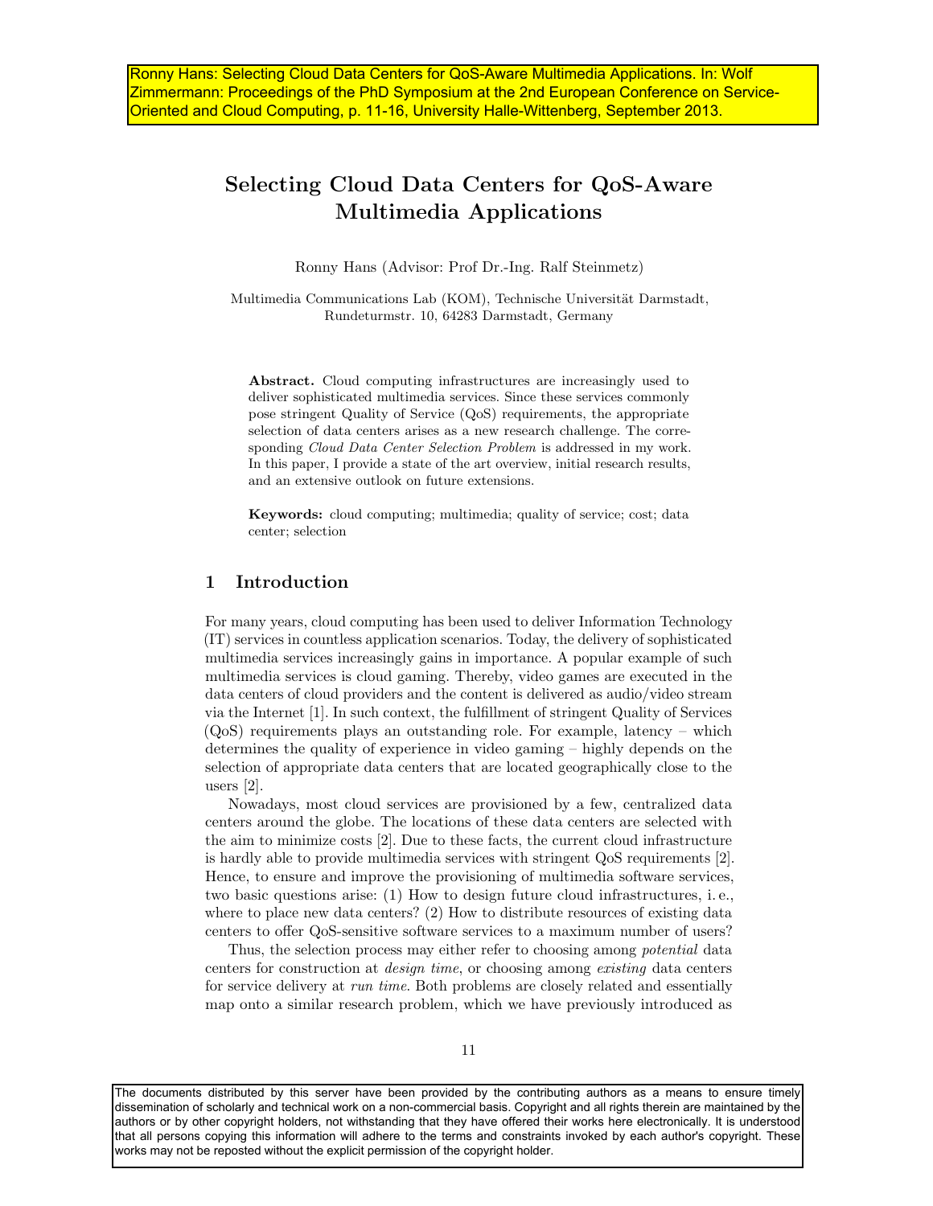Ronny Hans: Selecting Cloud Data Centers for QoS-Aware Multimedia Applications. In: Wolf Zimmermann: Proceedings of the PhD Symposium at the 2nd European Conference on Service-Oriented and Cloud Computing, p. 11-16, University Halle-Wittenberg, September 2013.

# Selecting Cloud Data Centers for QoS-Aware Multimedia Applications

Ronny Hans (Advisor: Prof Dr.-Ing. Ralf Steinmetz)

Multimedia Communications Lab (KOM), Technische Universität Darmstadt, Rundeturmstr. 10, 64283 Darmstadt, Germany

**Abstract.** Cloud computing infrastructures are increasingly used to deliver sophisticated multimedia services. Since these services commonly pose stringent Quality of Service (QoS) requirements, the appropriate selection of data centers arises as a new research challenge. The corresponding *Cloud Data Center Selection Problem* is addressed in my work. In this paper, I provide a state of the art overview, initial research results, and an extensive outlook on future extensions.

**Keywords:** cloud computing; multimedia; quality of service; cost; data center; selection

## 1 Introduction

For many years, cloud computing has been used to deliver Information Technology (IT) services in countless application scenarios. Today, the delivery of sophisticated multimedia services increasingly gains in importance. A popular example of such multimedia services is cloud gaming. Thereby, video games are executed in the data centers of cloud providers and the content is delivered as audio/video stream via the Internet [1]. In such context, the fulfillment of stringent Quality of Services (QoS) requirements plays an outstanding role. For example, latency – which determines the quality of experience in video gaming – highly depends on the selection of appropriate data centers that are located geographically close to the users [2].

Nowadays, most cloud services are provisioned by a few, centralized data centers around the globe. The locations of these data centers are selected with the aim to minimize costs [2]. Due to these facts, the current cloud infrastructure is hardly able to provide multimedia services with stringent QoS requirements [2]. Hence, to ensure and improve the provisioning of multimedia software services, two basic questions arise: (1) How to design future cloud infrastructures, i. e., where to place new data centers? (2) How to distribute resources of existing data centers to offer QoS-sensitive software services to a maximum number of users?

Thus, the selection process may either refer to choosing among *potential* data centers for construction at *design time*, or choosing among *existing* data centers for service delivery at *run time*. Both problems are closely related and essentially map onto a similar research problem, which we have previously introduced as

The documents distributed by this server have been provided by the contributing authors as a means to ensure timely dissemination of scholarly and technical work on a non-commercial basis. Copyright and all rights therein are maintained by the authors or by other copyright holders, not withstanding that they have offered their works here electronically. It is understood that all persons copying this information will adhere to the terms and constraints invoked by each author's copyright. These works may not be reposted without the explicit permission of the copyright holder.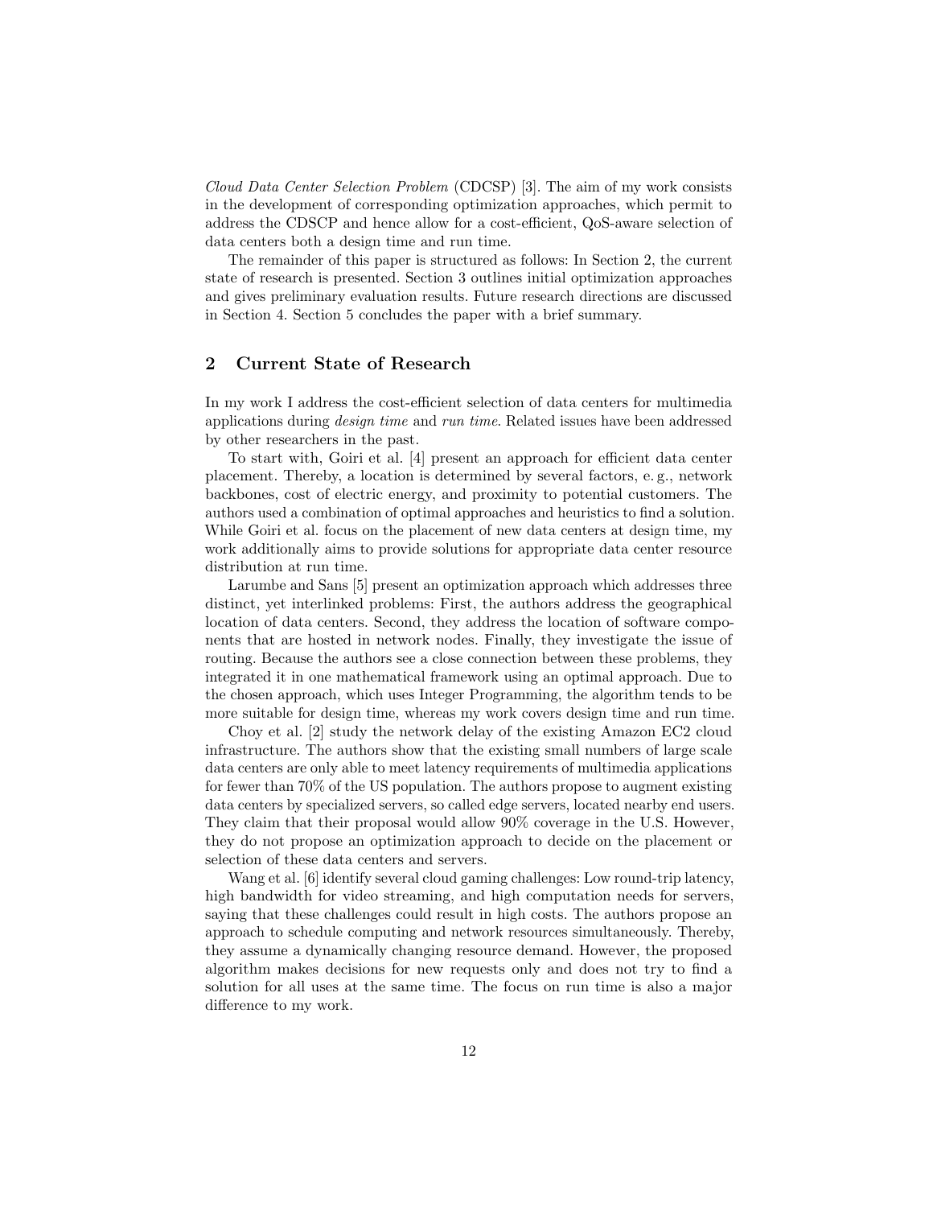*Cloud Data Center Selection Problem* (CDCSP) [3]. The aim of my work consists in the development of corresponding optimization approaches, which permit to address the CDSCP and hence allow for a cost-efficient, QoS-aware selection of data centers both a design time and run time.

The remainder of this paper is structured as follows: In Section 2, the current state of research is presented. Section 3 outlines initial optimization approaches and gives preliminary evaluation results. Future research directions are discussed in Section 4. Section 5 concludes the paper with a brief summary.

## 2 Current State of Research

In my work I address the cost-efficient selection of data centers for multimedia applications during *design time* and *run time*. Related issues have been addressed by other researchers in the past.

To start with, Goiri et al. [4] present an approach for efficient data center placement. Thereby, a location is determined by several factors, e. g., network backbones, cost of electric energy, and proximity to potential customers. The authors used a combination of optimal approaches and heuristics to find a solution. While Goiri et al. focus on the placement of new data centers at design time, my work additionally aims to provide solutions for appropriate data center resource distribution at run time.

Larumbe and Sans [5] present an optimization approach which addresses three distinct, yet interlinked problems: First, the authors address the geographical location of data centers. Second, they address the location of software components that are hosted in network nodes. Finally, they investigate the issue of routing. Because the authors see a close connection between these problems, they integrated it in one mathematical framework using an optimal approach. Due to the chosen approach, which uses Integer Programming, the algorithm tends to be more suitable for design time, whereas my work covers design time and run time.

Choy et al. [2] study the network delay of the existing Amazon EC2 cloud infrastructure. The authors show that the existing small numbers of large scale data centers are only able to meet latency requirements of multimedia applications for fewer than 70% of the US population. The authors propose to augment existing data centers by specialized servers, so called edge servers, located nearby end users. They claim that their proposal would allow 90% coverage in the U.S. However, they do not propose an optimization approach to decide on the placement or selection of these data centers and servers.

Wang et al. [6] identify several cloud gaming challenges: Low round-trip latency, high bandwidth for video streaming, and high computation needs for servers, saying that these challenges could result in high costs. The authors propose an approach to schedule computing and network resources simultaneously. Thereby, they assume a dynamically changing resource demand. However, the proposed algorithm makes decisions for new requests only and does not try to find a solution for all uses at the same time. The focus on run time is also a major difference to my work.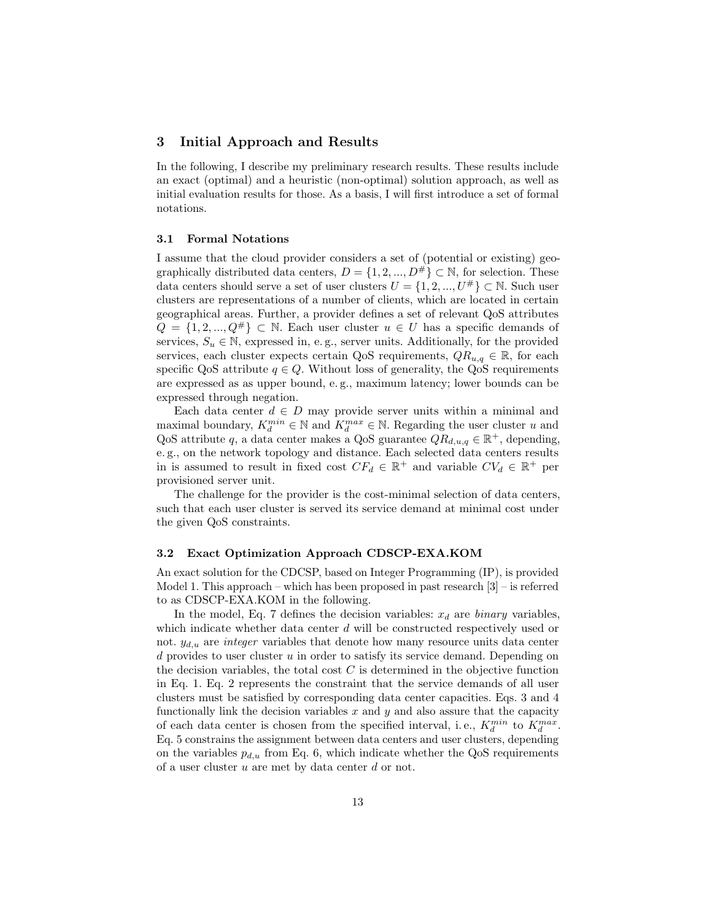## 3 Initial Approach and Results

In the following, I describe my preliminary research results. These results include an exact (optimal) and a heuristic (non-optimal) solution approach, as well as initial evaluation results for those. As a basis, I will first introduce a set of formal notations.

### 3.1 Formal Notations

I assume that the cloud provider considers a set of (potential or existing) geographically distributed data centers, $D = \{1, 2, ..., D^{\#}\} \subset \mathbb{N}$, for selection. These data centers should serve a set of user clusters $U = \{1, 2, ..., U^{\#}\} \subset \mathbb{N}$. Such user clusters are representations of a number of clients, which are located in certain geographical areas. Further, a provider defines a set of relevant QoS attributes $Q = \{1, 2, ..., Q^{\#}\} \subset \mathbb{N}$. Each user cluster $u \in U$ has a specific demands of services, $S_u \in \mathbb{N}$, expressed in, e. g., server units. Additionally, for the provided services, each cluster expects certain QoS requirements, $QR_{u,q} \in \mathbb{R}$, for each specific QoS attribute $q \in Q$. Without loss of generality, the QoS requirements are expressed as as upper bound, e. g., maximum latency; lower bounds can be expressed through negation.

Each data center $d \in D$ may provide server units within a minimal and maximal boundary, $K_d^{min} \in \mathbb{N}$ and $K_d^{max} \in \mathbb{N}$. Regarding the user cluster $u$ and QoS attribute $q$, a data center makes a QoS guarantee $QR_{d,u,q} \in \mathbb{R}^+$, depending, e. g., on the network topology and distance. Each selected data centers results in is assumed to result in fixed cost $CF_d \in \mathbb{R}^+$ and variable $CV_d \in \mathbb{R}^+$ per provisioned server unit.

The challenge for the provider is the cost-minimal selection of data centers, such that each user cluster is served its service demand at minimal cost under the given QoS constraints.

### 3.2 Exact Optimization Approach CDSCP-EXA.KOM

An exact solution for the CDCSP, based on Integer Programming (IP), is provided Model 1. This approach – which has been proposed in past research [3] – is referred to as CDSCP-EXA.KOM in the following.

In the model, Eq. 7 defines the decision variables: $x_d$ are *binary* variables, which indicate whether data center $d$ will be constructed respectively used or not. $y_{d,u}$ are *integer* variables that denote how many resource units data center $d$ provides to user cluster $u$ in order to satisfy its service demand. Depending on the decision variables, the total cost $C$ is determined in the objective function in Eq. 1. Eq. 2 represents the constraint that the service demands of all user clusters must be satisfied by corresponding data center capacities. Eqs. 3 and 4 functionally link the decision variables $x$ and $y$ and also assure that the capacity of each data center is chosen from the specified interval, i. e., $K_d^{min}$ to $K_d^{max}$. Eq. 5 constrains the assignment between data centers and user clusters, depending on the variables $p_{d,u}$ from Eq. 6, which indicate whether the QoS requirements of a user cluster $u$ are met by data center $d$ or not.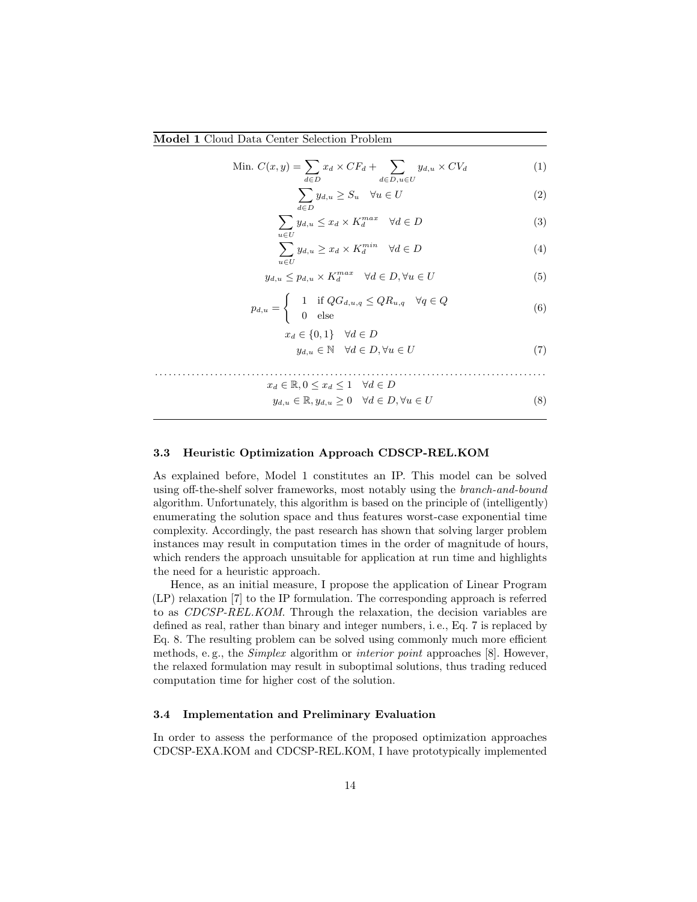**Model 1** Cloud Data Center Selection Problem

$$\text{Min. } C(x,y) = \sum_{d \in D} x_d \times CF_d + \sum_{d \in D, u \in U} y_{d,u} \times CV_d \tag{1}$$

$$\sum_{d \in D} y_{d,u} \geq S_u \quad \forall u \in U \tag{2}$$

$$\sum_{u \in U} y_{d,u} \leq x_d \times K_d^{max} \quad \forall d \in D \tag{3}$$

$$\sum_{u \in U} y_{d,u} \geq x_d \times K_d^{min} \quad \forall d \in D \tag{4}$$

$$y_{d,u} \leq p_{d,u} \times K_d^{max} \quad \forall d \in D, \forall u \in U \tag{5}$$

$$p_{d,u} = \begin{cases} 1 & \text{if } QG_{d,u,q} \leq QR_{u,q} \quad \forall q \in Q \\ 0 & \text{else} \end{cases} \tag{6}$$

$$\begin{gathered} x_d \in \{0,1\} \quad \forall d \in D \\ y_{d,u} \in \mathbb{N} \quad \forall d \in D, \forall u \in U \end{gathered} \tag{7}$$

$$\begin{gathered} x_d \in \mathbb{R}, 0 \leq x_d \leq 1 \quad \forall d \in D \\ y_{d,u} \in \mathbb{R}, y_{d,u} \geq 0 \quad \forall d \in D, \forall u \in U \end{gathered} \tag{8}$$

### 3.3 Heuristic Optimization Approach CDSCP-REL.KOM

As explained before, Model 1 constitutes an IP. This model can be solved using off-the-shelf solver frameworks, most notably using the *branch-and-bound* algorithm. Unfortunately, this algorithm is based on the principle of (intelligently) enumerating the solution space and thus features worst-case exponential time complexity. Accordingly, the past research has shown that solving larger problem instances may result in computation times in the order of magnitude of hours, which renders the approach unsuitable for application at run time and highlights the need for a heuristic approach.

Hence, as an initial measure, I propose the application of Linear Program (LP) relaxation [7] to the IP formulation. The corresponding approach is referred to as *CDCSP-REL.KOM*. Through the relaxation, the decision variables are defined as real, rather than binary and integer numbers, i. e., Eq. 7 is replaced by Eq. 8. The resulting problem can be solved using commonly much more efficient methods, e. g., the *Simplex* algorithm or *interior point* approaches [8]. However, the relaxed formulation may result in suboptimal solutions, thus trading reduced computation time for higher cost of the solution.

### 3.4 Implementation and Preliminary Evaluation

In order to assess the performance of the proposed optimization approaches CDCSP-EXA.KOM and CDCSP-REL.KOM, I have prototypically implemented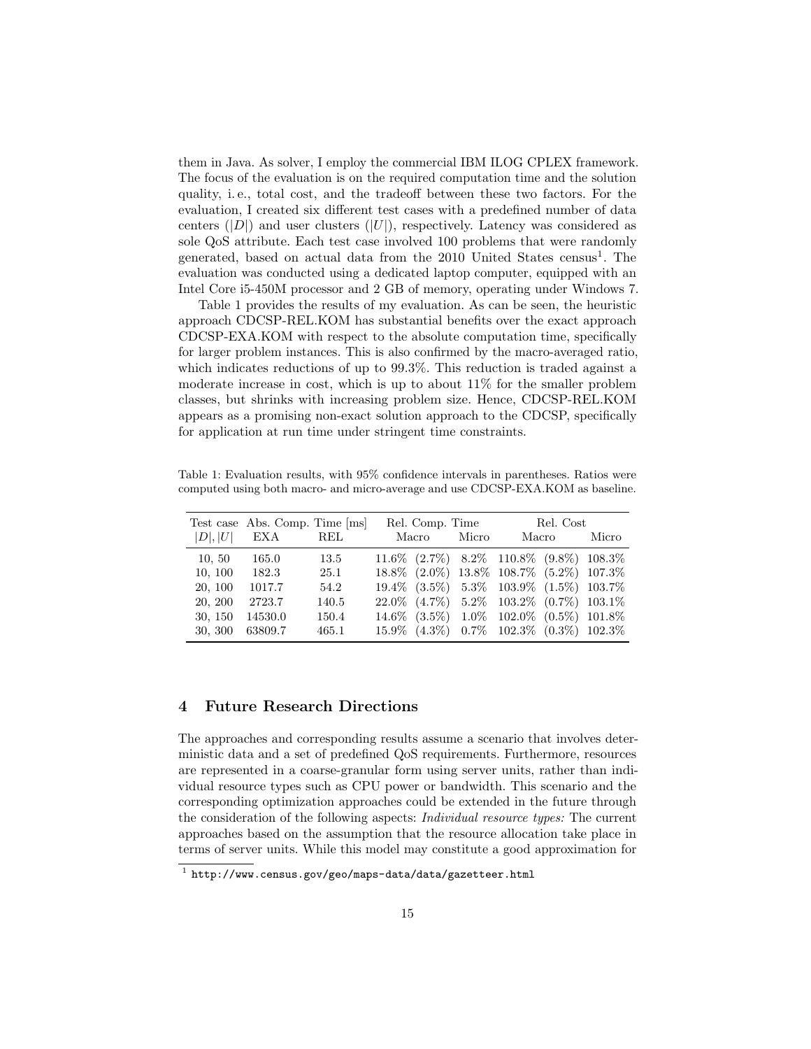them in Java. As solver, I employ the commercial IBM ILOG CPLEX framework. The focus of the evaluation is on the required computation time and the solution quality, i. e., total cost, and the tradeoff between these two factors. For the evaluation, I created six different test cases with a predefined number of data centers ($|D|$) and user clusters ($|U|$), respectively. Latency was considered as sole QoS attribute. Each test case involved 100 problems that were randomly generated, based on actual data from the 2010 United States census[1]. The evaluation was conducted using a dedicated laptop computer, equipped with an Intel Core i5-450M processor and 2 GB of memory, operating under Windows 7.

Table 1 provides the results of my evaluation. As can be seen, the heuristic approach CDCSP-REL.KOM has substantial benefits over the exact approach CDCSP-EXA.KOM with respect to the absolute computation time, specifically for larger problem instances. This is also confirmed by the macro-averaged ratio, which indicates reductions of up to 99.3%. This reduction is traded against a moderate increase in cost, which is up to about 11% for the smaller problem classes, but shrinks with increasing problem size. Hence, CDCSP-REL.KOM appears as a promising non-exact solution approach to the CDCSP, specifically for application at run time under stringent time constraints.

Table 1: Evaluation results, with 95% confidence intervals in parentheses. Ratios were computed using both macro- and micro-average and use CDCSP-EXA.KOM as baseline.

| Test case | Abs. Comp. Time [ms] | | Rel. Comp. Time | | Rel. Cost | |
|---|---|---|---|---|---|---|
| $\|D\|, \|U\|$ | EXA | REL | Macro | Micro | Macro | Micro |
| 10, 50 | 165.0 | 13.5 | 11.6% (2.7%) | 8.2% | 110.8% (9.8%) | 108.3% |
| 10, 100 | 182.3 | 25.1 | 18.8% (2.0%) | 13.8% | 108.7% (5.2%) | 107.3% |
| 20, 100 | 1017.7 | 54.2 | 19.4% (3.5%) | 5.3% | 103.9% (1.5%) | 103.7% |
| 20, 200 | 2723.7 | 140.5 | 22.0% (4.7%) | 5.2% | 103.2% (0.7%) | 103.1% |
| 30, 150 | 14530.0 | 150.4 | 14.6% (3.5%) | 1.0% | 102.0% (0.5%) | 101.8% |
| 30, 300 | 63809.7 | 465.1 | 15.9% (4.3%) | 0.7% | 102.3% (0.3%) | 102.3% |

## 4 Future Research Directions

The approaches and corresponding results assume a scenario that involves deterministic data and a set of predefined QoS requirements. Furthermore, resources are represented in a coarse-granular form using server units, rather than individual resource types such as CPU power or bandwidth. This scenario and the corresponding optimization approaches could be extended in the future through the consideration of the following aspects: *Individual resource types:* The current approaches based on the assumption that the resource allocation take place in terms of server units. While this model may constitute a good approximation for

[1] http://www.census.gov/geo/maps-data/data/gazetteer.html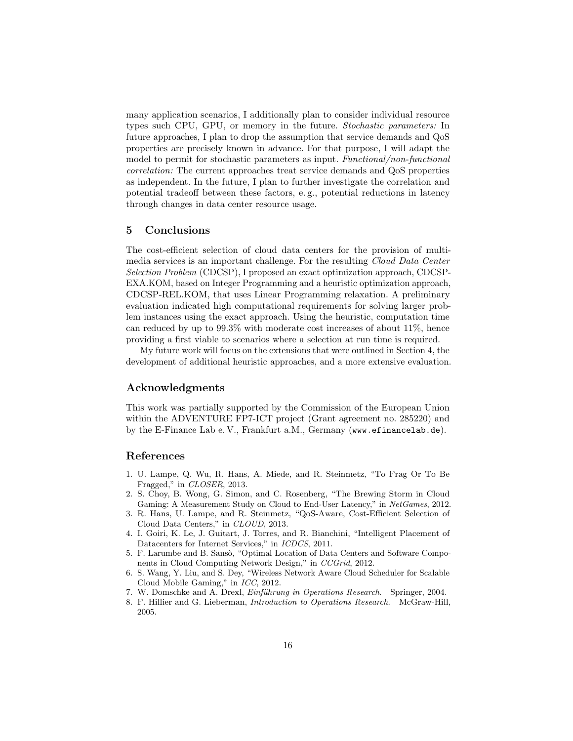many application scenarios, I additionally plan to consider individual resource types such CPU, GPU, or memory in the future. *Stochastic parameters:* In future approaches, I plan to drop the assumption that service demands and QoS properties are precisely known in advance. For that purpose, I will adapt the model to permit for stochastic parameters as input. *Functional/non-functional correlation:* The current approaches treat service demands and QoS properties as independent. In the future, I plan to further investigate the correlation and potential tradeoff between these factors, e. g., potential reductions in latency through changes in data center resource usage.

## 5 Conclusions

The cost-efficient selection of cloud data centers for the provision of multimedia services is an important challenge. For the resulting *Cloud Data Center Selection Problem* (CDCSP), I proposed an exact optimization approach, CDCSP-EXA.KOM, based on Integer Programming and a heuristic optimization approach, CDCSP-REL.KOM, that uses Linear Programming relaxation. A preliminary evaluation indicated high computational requirements for solving larger problem instances using the exact approach. Using the heuristic, computation time can reduced by up to 99.3% with moderate cost increases of about 11%, hence providing a first viable to scenarios where a selection at run time is required.

My future work will focus on the extensions that were outlined in Section 4, the development of additional heuristic approaches, and a more extensive evaluation.

## Acknowledgments

This work was partially supported by the Commission of the European Union within the ADVENTURE FP7-ICT project (Grant agreement no. 285220) and by the E-Finance Lab e. V., Frankfurt a.M., Germany (`www.efinancelab.de`).

## References

1. U. Lampe, Q. Wu, R. Hans, A. Miede, and R. Steinmetz, "To Frag Or To Be Fragged," in *CLOSER*, 2013.
2. S. Choy, B. Wong, G. Simon, and C. Rosenberg, "The Brewing Storm in Cloud Gaming: A Measurement Study on Cloud to End-User Latency," in *NetGames*, 2012.
3. R. Hans, U. Lampe, and R. Steinmetz, "QoS-Aware, Cost-Efficient Selection of Cloud Data Centers," in *CLOUD*, 2013.
4. I. Goiri, K. Le, J. Guitart, J. Torres, and R. Bianchini, "Intelligent Placement of Datacenters for Internet Services," in *ICDCS*, 2011.
5. F. Larumbe and B. Sansò, "Optimal Location of Data Centers and Software Components in Cloud Computing Network Design," in *CCGrid*, 2012.
6. S. Wang, Y. Liu, and S. Dey, "Wireless Network Aware Cloud Scheduler for Scalable Cloud Mobile Gaming," in *ICC*, 2012.
7. W. Domschke and A. Drexl, *Einführung in Operations Research*. Springer, 2004.
8. F. Hillier and G. Lieberman, *Introduction to Operations Research*. McGraw-Hill, 2005.